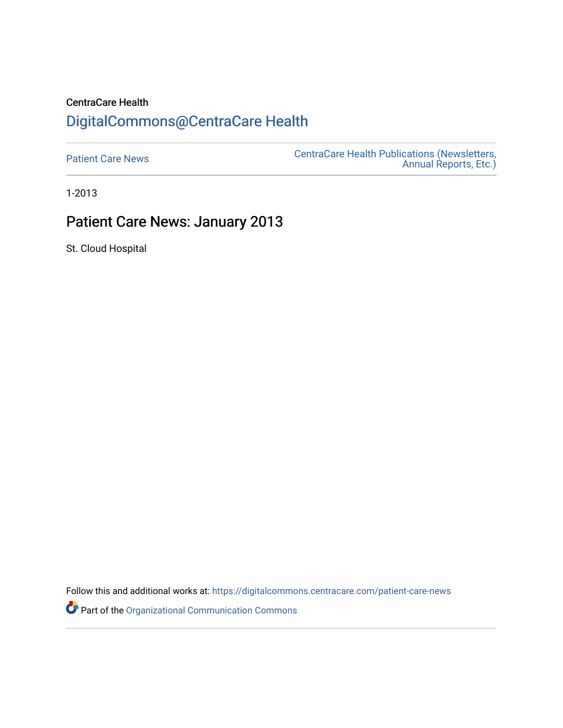CentraCare Health

# DigitalCommons@CentraCare Health

Patient Care News

CentraCare Health Publications (Newsletters, Annual Reports, Etc.)

1-2013

## Patient Care News: January 2013

St. Cloud Hospital

Follow this and additional works at: https://digitalcommons.centracare.com/patient-care-news

Part of the Organizational Communication Commons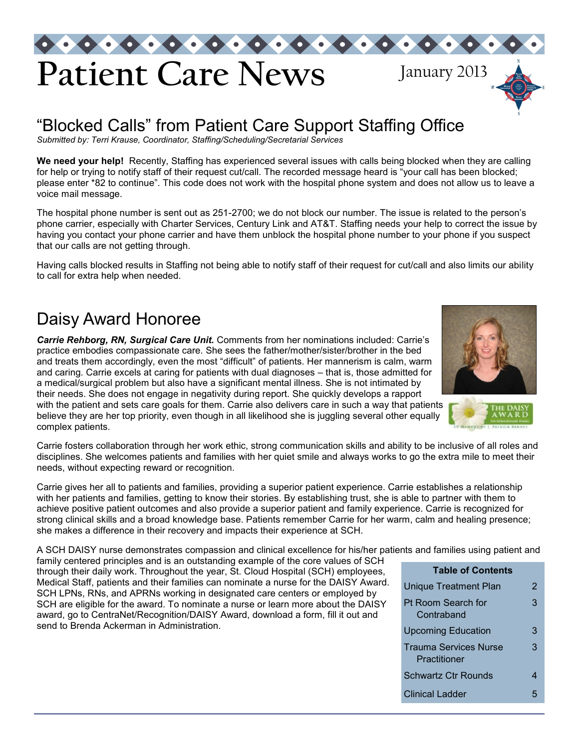# Patient Care News

January 2013

## "Blocked Calls" from Patient Care Support Staffing Office

*Submitted by: Terri Krause, Coordinator, Staffing/Scheduling/Secretarial Services*

**We need your help!** Recently, Staffing has experienced several issues with calls being blocked when they are calling for help or trying to notify staff of their request cut/call. The recorded message heard is "your call has been blocked; please enter *82 to continue". This code does not work with the hospital phone system and does not allow us to leave a voice mail message.

The hospital phone number is sent out as 251-2700; we do not block our number. The issue is related to the person's phone carrier, especially with Charter Services, Century Link and AT&T. Staffing needs your help to correct the issue by having you contact your phone carrier and have them unblock the hospital phone number to your phone if you suspect that our calls are not getting through.

Having calls blocked results in Staffing not being able to notify staff of their request for cut/call and also limits our ability to call for extra help when needed.

## Daisy Award Honoree

***Carrie Rehborg, RN, Surgical Care Unit.*** Comments from her nominations included: Carrie's practice embodies compassionate care. She sees the father/mother/sister/brother in the bed and treats them accordingly, even the most "difficult" of patients. Her mannerism is calm, warm and caring. Carrie excels at caring for patients with dual diagnoses – that is, those admitted for a medical/surgical problem but also have a significant mental illness. She is not intimated by their needs. She does not engage in negativity during report. She quickly develops a rapport with the patient and sets care goals for them. Carrie also delivers care in such a way that patients believe they are her top priority, even though in all likelihood she is juggling several other equally complex patients.

Carrie fosters collaboration through her work ethic, strong communication skills and ability to be inclusive of all roles and disciplines. She welcomes patients and families with her quiet smile and always works to go the extra mile to meet their needs, without expecting reward or recognition.

Carrie gives her all to patients and families, providing a superior patient experience. Carrie establishes a relationship with her patients and families, getting to know their stories. By establishing trust, she is able to partner with them to achieve positive patient outcomes and also provide a superior patient and family experience. Carrie is recognized for strong clinical skills and a broad knowledge base. Patients remember Carrie for her warm, calm and healing presence; she makes a difference in their recovery and impacts their experience at SCH.

A SCH DAISY nurse demonstrates compassion and clinical excellence for his/her patients and families using patient and family centered principles and is an outstanding example of the core values of SCH through their daily work. Throughout the year, St. Cloud Hospital (SCH) employees, Medical Staff, patients and their families can nominate a nurse for the DAISY Award. SCH LPNs, RNs, and APRNs working in designated care centers or employed by SCH are eligible for the award. To nominate a nurse or learn more about the DAISY award, go to CentraNet/Recognition/DAISY Award, download a form, fill it out and send to Brenda Ackerman in Administration.

| Table of Contents | |
|---|---|
| Unique Treatment Plan | 2 |
| Pt Room Search for Contraband | 3 |
| Upcoming Education | 3 |
| Trauma Services Nurse Practitioner | 3 |
| Schwartz Ctr Rounds | 4 |
| Clinical Ladder | 5 |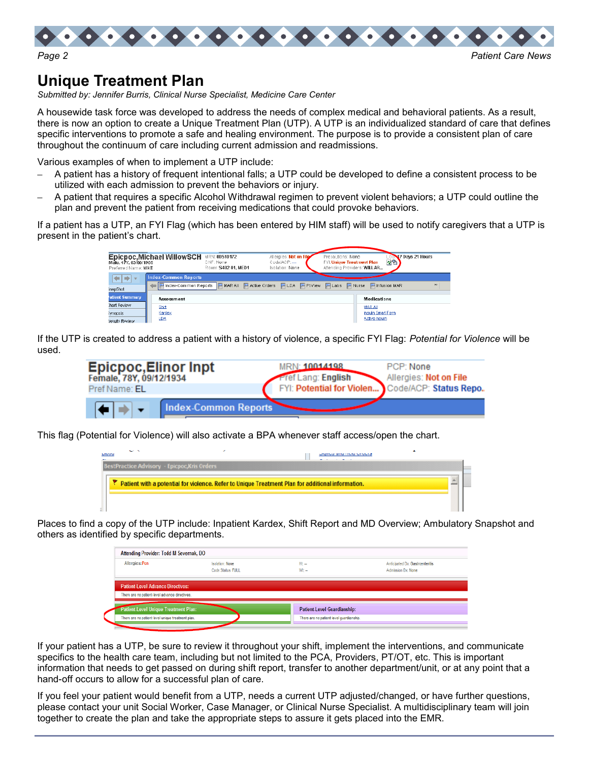# Unique Treatment Plan

*Submitted by: Jennifer Burris, Clinical Nurse Specialist, Medicine Care Center*

A housewide task force was developed to address the needs of complex medical and behavioral patients. As a result, there is now an option to create a Unique Treatment Plan (UTP). A UTP is an individualized standard of care that defines specific interventions to promote a safe and healing environment. The purpose is to provide a consistent plan of care throughout the continuum of care including current admission and readmissions.

Various examples of when to implement a UTP include:

- A patient has a history of frequent intentional falls; a UTP could be developed to define a consistent process to be utilized with each admission to prevent the behaviors or injury.
- A patient that requires a specific Alcohol Withdrawal regimen to prevent violent behaviors; a UTP could outline the plan and prevent the patient from receiving medications that could provoke behaviors.

If a patient has a UTP, an FYI Flag (which has been entered by HIM staff) will be used to notify caregivers that a UTP is present in the patient's chart.

If the UTP is created to address a patient with a history of violence, a specific FYI Flag: *Potential for Violence* will be used.

This flag (Potential for Violence) will also activate a BPA whenever staff access/open the chart.

Places to find a copy of the UTP include: Inpatient Kardex, Shift Report and MD Overview; Ambulatory Snapshot and others as identified by specific departments.

If your patient has a UTP, be sure to review it throughout your shift, implement the interventions, and communicate specifics to the health care team, including but not limited to the PCA, Providers, PT/OT, etc. This is important information that needs to get passed on during shift report, transfer to another department/unit, or at any point that a hand-off occurs to allow for a successful plan of care.

If you feel your patient would benefit from a UTP, needs a current UTP adjusted/changed, or have further questions, please contact your unit Social Worker, Case Manager, or Clinical Nurse Specialist. A multidisciplinary team will join together to create the plan and take the appropriate steps to assure it gets placed into the EMR.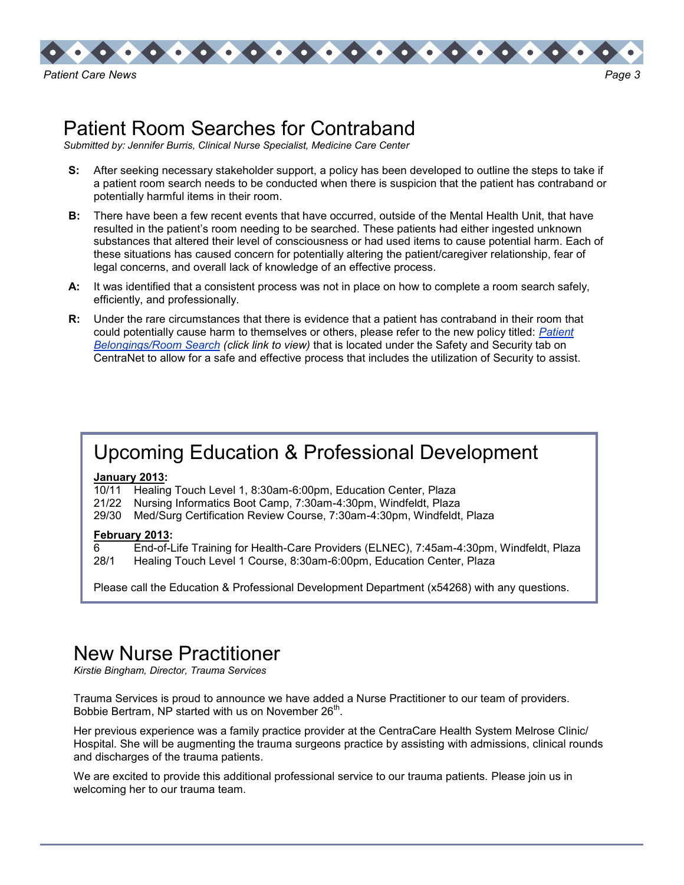# Patient Room Searches for Contraband

*Submitted by: Jennifer Burris, Clinical Nurse Specialist, Medicine Care Center*

**S:** After seeking necessary stakeholder support, a policy has been developed to outline the steps to take if a patient room search needs to be conducted when there is suspicion that the patient has contraband or potentially harmful items in their room.

**B:** There have been a few recent events that have occurred, outside of the Mental Health Unit, that have resulted in the patient's room needing to be searched. These patients had either ingested unknown substances that altered their level of consciousness or had used items to cause potential harm. Each of these situations has caused concern for potentially altering the patient/caregiver relationship, fear of legal concerns, and overall lack of knowledge of an effective process.

**A:** It was identified that a consistent process was not in place on how to complete a room search safely, efficiently, and professionally.

**R:** Under the rare circumstances that there is evidence that a patient has contraband in their room that could potentially cause harm to themselves or others, please refer to the new policy titled: *Patient Belongings/Room Search* *(click link to view)* that is located under the Safety and Security tab on CentraNet to allow for a safe and effective process that includes the utilization of Security to assist.

## Upcoming Education & Professional Development

**January 2013:**

- 10/11 Healing Touch Level 1, 8:30am-6:00pm, Education Center, Plaza
- 21/22 Nursing Informatics Boot Camp, 7:30am-4:30pm, Windfeldt, Plaza
- 29/30 Med/Surg Certification Review Course, 7:30am-4:30pm, Windfeldt, Plaza

**February 2013:**

- 6 End-of-Life Training for Health-Care Providers (ELNEC), 7:45am-4:30pm, Windfeldt, Plaza
- 28/1 Healing Touch Level 1 Course, 8:30am-6:00pm, Education Center, Plaza

Please call the Education & Professional Development Department (x54268) with any questions.

# New Nurse Practitioner

*Kirstie Bingham, Director, Trauma Services*

Trauma Services is proud to announce we have added a Nurse Practitioner to our team of providers. Bobbie Bertram, NP started with us on November 26th.

Her previous experience was a family practice provider at the CentraCare Health System Melrose Clinic/Hospital. She will be augmenting the trauma surgeons practice by assisting with admissions, clinical rounds and discharges of the trauma patients.

We are excited to provide this additional professional service to our trauma patients. Please join us in welcoming her to our trauma team.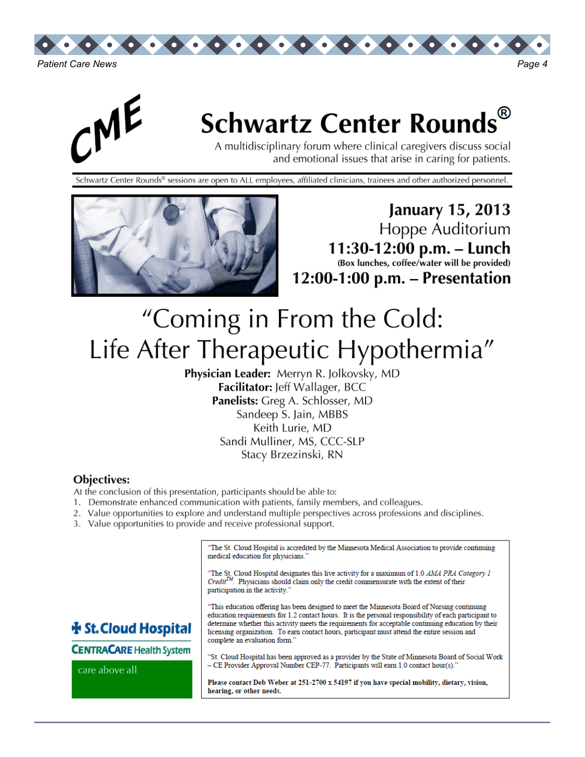CME

# Schwartz Center Rounds®

A multidisciplinary forum where clinical caregivers discuss social and emotional issues that arise in caring for patients.

Schwartz Center Rounds® sessions are open to ALL employees, affiliated clinicians, trainees and other authorized personnel.

**January 15, 2013**
Hoppe Auditorium
**11:30-12:00 p.m. – Lunch**
**(Box lunches, coffee/water will be provided)**
**12:00-1:00 p.m. – Presentation**

# "Coming in From the Cold: Life After Therapeutic Hypothermia"

**Physician Leader:** Merryn R. Jolkovsky, MD
**Facilitator:** Jeff Wallager, BCC
**Panelists:** Greg A. Schlosser, MD
Sandeep S. Jain, MBBS
Keith Lurie, MD
Sandi Mulliner, MS, CCC-SLP
Stacy Brzezinski, RN

## Objectives:

At the conclusion of this presentation, participants should be able to:

1. Demonstrate enhanced communication with patients, family members, and colleagues.
2. Value opportunities to explore and understand multiple perspectives across professions and disciplines.
3. Value opportunities to provide and receive professional support.

"The St. Cloud Hospital is accredited by the Minnesota Medical Association to provide continuing medical education for physicians."

"The St. Cloud Hospital designates this live activity for a maximum of 1.0 *AMA PRA Category 1 Credit*™. Physicians should claim only the credit commensurate with the extent of their participation in the activity."

"This education offering has been designed to meet the Minnesota Board of Nursing continuing education requirements for 1.2 contact hours. It is the personal responsibility of each participant to determine whether this activity meets the requirements for acceptable continuing education by their licensing organization. To earn contact hours, participant must attend the entire session and complete an evaluation form."

"St. Cloud Hospital has been approved as a provider by the State of Minnesota Board of Social Work – CE Provider Approval Number CEP-77. Participants will earn 1.0 contact hour(s)."

**Please contact Deb Weber at 251-2700 x 54197 if you have special mobility, dietary, vision, hearing, or other needs.**

St. Cloud Hospital
CentraCare Health System
care above all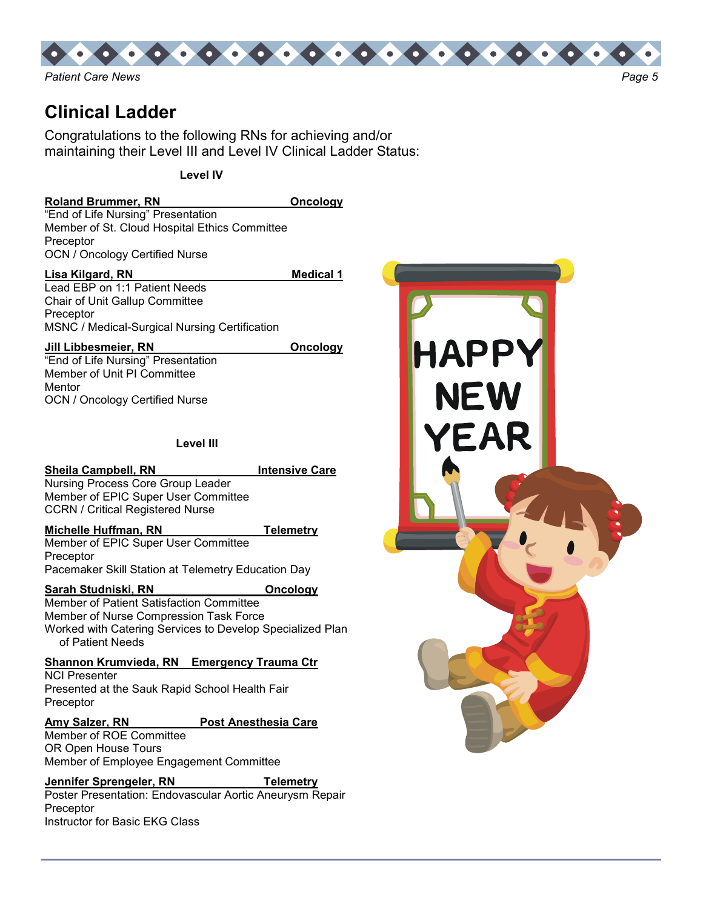# Clinical Ladder

Congratulations to the following RNs for achieving and/or maintaining their Level III and Level IV Clinical Ladder Status:

**Level IV**

**Roland Brummer, RN — Oncology**
"End of Life Nursing" Presentation
Member of St. Cloud Hospital Ethics Committee
Preceptor
OCN / Oncology Certified Nurse

**Lisa Kilgard, RN — Medical 1**
Lead EBP on 1:1 Patient Needs
Chair of Unit Gallup Committee
Preceptor
MSNC / Medical-Surgical Nursing Certification

**Jill Libbesmeier, RN — Oncology**
"End of Life Nursing" Presentation
Member of Unit PI Committee
Mentor
OCN / Oncology Certified Nurse

**Level III**

**Sheila Campbell, RN — Intensive Care**
Nursing Process Core Group Leader
Member of EPIC Super User Committee
CCRN / Critical Registered Nurse

**Michelle Huffman, RN — Telemetry**
Member of EPIC Super User Committee
Preceptor
Pacemaker Skill Station at Telemetry Education Day

**Sarah Studniski, RN — Oncology**
Member of Patient Satisfaction Committee
Member of Nurse Compression Task Force
Worked with Catering Services to Develop Specialized Plan of Patient Needs

**Shannon Krumvieda, RN — Emergency Trauma Ctr**
NCI Presenter
Presented at the Sauk Rapid School Health Fair
Preceptor

**Amy Salzer, RN — Post Anesthesia Care**
Member of ROE Committee
OR Open House Tours
Member of Employee Engagement Committee

**Jennifer Sprengeler, RN — Telemetry**
Poster Presentation: Endovascular Aortic Aneurysm Repair
Preceptor
Instructor for Basic EKG Class

HAPPY NEW YEAR